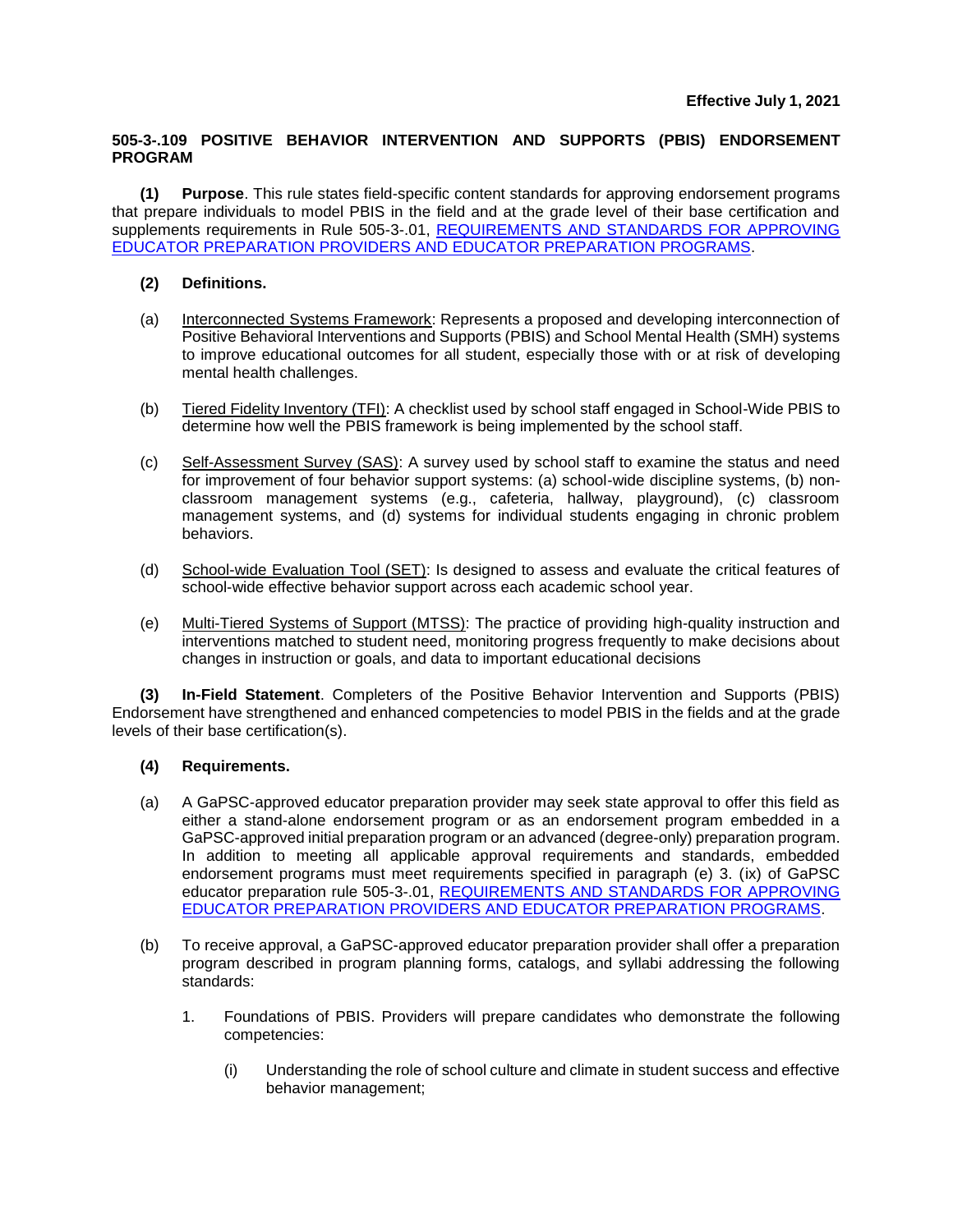**Effective July 1, 2021**

## 505-3-.109 POSITIVE BEHAVIOR INTERVENTION AND SUPPORTS (PBIS) ENDORSEMENT PROGRAM

**(1) Purpose**. This rule states field-specific content standards for approving endorsement programs that prepare individuals to model PBIS in the field and at the grade level of their base certification and supplements requirements in Rule 505-3-.01, REQUIREMENTS AND STANDARDS FOR APPROVING EDUCATOR PREPARATION PROVIDERS AND EDUCATOR PREPARATION PROGRAMS.

**(2) Definitions.**

(a) Interconnected Systems Framework: Represents a proposed and developing interconnection of Positive Behavioral Interventions and Supports (PBIS) and School Mental Health (SMH) systems to improve educational outcomes for all student, especially those with or at risk of developing mental health challenges.

(b) Tiered Fidelity Inventory (TFI): A checklist used by school staff engaged in School-Wide PBIS to determine how well the PBIS framework is being implemented by the school staff.

(c) Self-Assessment Survey (SAS): A survey used by school staff to examine the status and need for improvement of four behavior support systems: (a) school-wide discipline systems, (b) non-classroom management systems (e.g., cafeteria, hallway, playground), (c) classroom management systems, and (d) systems for individual students engaging in chronic problem behaviors.

(d) School-wide Evaluation Tool (SET): Is designed to assess and evaluate the critical features of school-wide effective behavior support across each academic school year.

(e) Multi-Tiered Systems of Support (MTSS): The practice of providing high-quality instruction and interventions matched to student need, monitoring progress frequently to make decisions about changes in instruction or goals, and data to important educational decisions

**(3) In-Field Statement**. Completers of the Positive Behavior Intervention and Supports (PBIS) Endorsement have strengthened and enhanced competencies to model PBIS in the fields and at the grade levels of their base certification(s).

**(4) Requirements.**

(a) A GaPSC-approved educator preparation provider may seek state approval to offer this field as either a stand-alone endorsement program or as an endorsement program embedded in a GaPSC-approved initial preparation program or an advanced (degree-only) preparation program. In addition to meeting all applicable approval requirements and standards, embedded endorsement programs must meet requirements specified in paragraph (e) 3. (ix) of GaPSC educator preparation rule 505-3-.01, REQUIREMENTS AND STANDARDS FOR APPROVING EDUCATOR PREPARATION PROVIDERS AND EDUCATOR PREPARATION PROGRAMS.

(b) To receive approval, a GaPSC-approved educator preparation provider shall offer a preparation program described in program planning forms, catalogs, and syllabi addressing the following standards:

1. Foundations of PBIS. Providers will prepare candidates who demonstrate the following competencies:

   (i) Understanding the role of school culture and climate in student success and effective behavior management;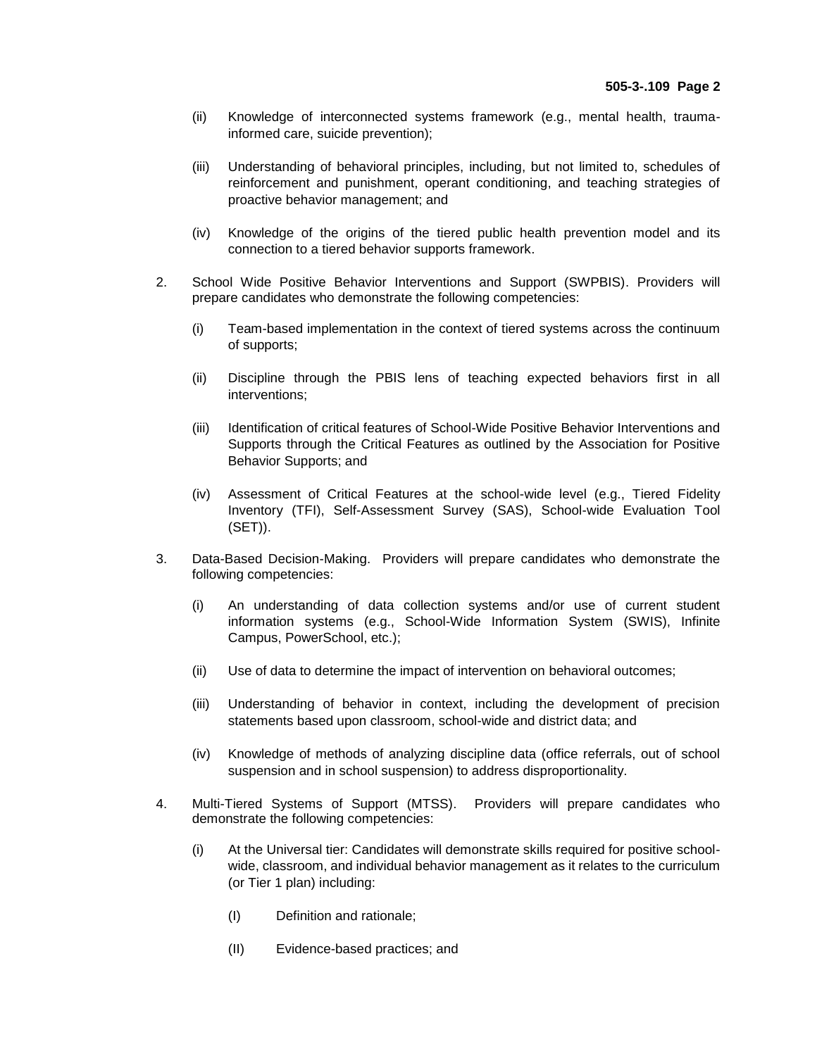(ii) Knowledge of interconnected systems framework (e.g., mental health, trauma-informed care, suicide prevention);

(iii) Understanding of behavioral principles, including, but not limited to, schedules of reinforcement and punishment, operant conditioning, and teaching strategies of proactive behavior management; and

(iv) Knowledge of the origins of the tiered public health prevention model and its connection to a tiered behavior supports framework.

2. School Wide Positive Behavior Interventions and Support (SWPBIS). Providers will prepare candidates who demonstrate the following competencies:

   (i) Team-based implementation in the context of tiered systems across the continuum of supports;

   (ii) Discipline through the PBIS lens of teaching expected behaviors first in all interventions;

   (iii) Identification of critical features of School-Wide Positive Behavior Interventions and Supports through the Critical Features as outlined by the Association for Positive Behavior Supports; and

   (iv) Assessment of Critical Features at the school-wide level (e.g., Tiered Fidelity Inventory (TFI), Self-Assessment Survey (SAS), School-wide Evaluation Tool (SET)).

3. Data-Based Decision-Making. Providers will prepare candidates who demonstrate the following competencies:

   (i) An understanding of data collection systems and/or use of current student information systems (e.g., School-Wide Information System (SWIS), Infinite Campus, PowerSchool, etc.);

   (ii) Use of data to determine the impact of intervention on behavioral outcomes;

   (iii) Understanding of behavior in context, including the development of precision statements based upon classroom, school-wide and district data; and

   (iv) Knowledge of methods of analyzing discipline data (office referrals, out of school suspension and in school suspension) to address disproportionality.

4. Multi-Tiered Systems of Support (MTSS). Providers will prepare candidates who demonstrate the following competencies:

   (i) At the Universal tier: Candidates will demonstrate skills required for positive school-wide, classroom, and individual behavior management as it relates to the curriculum (or Tier 1 plan) including:

      (I) Definition and rationale;

      (II) Evidence-based practices; and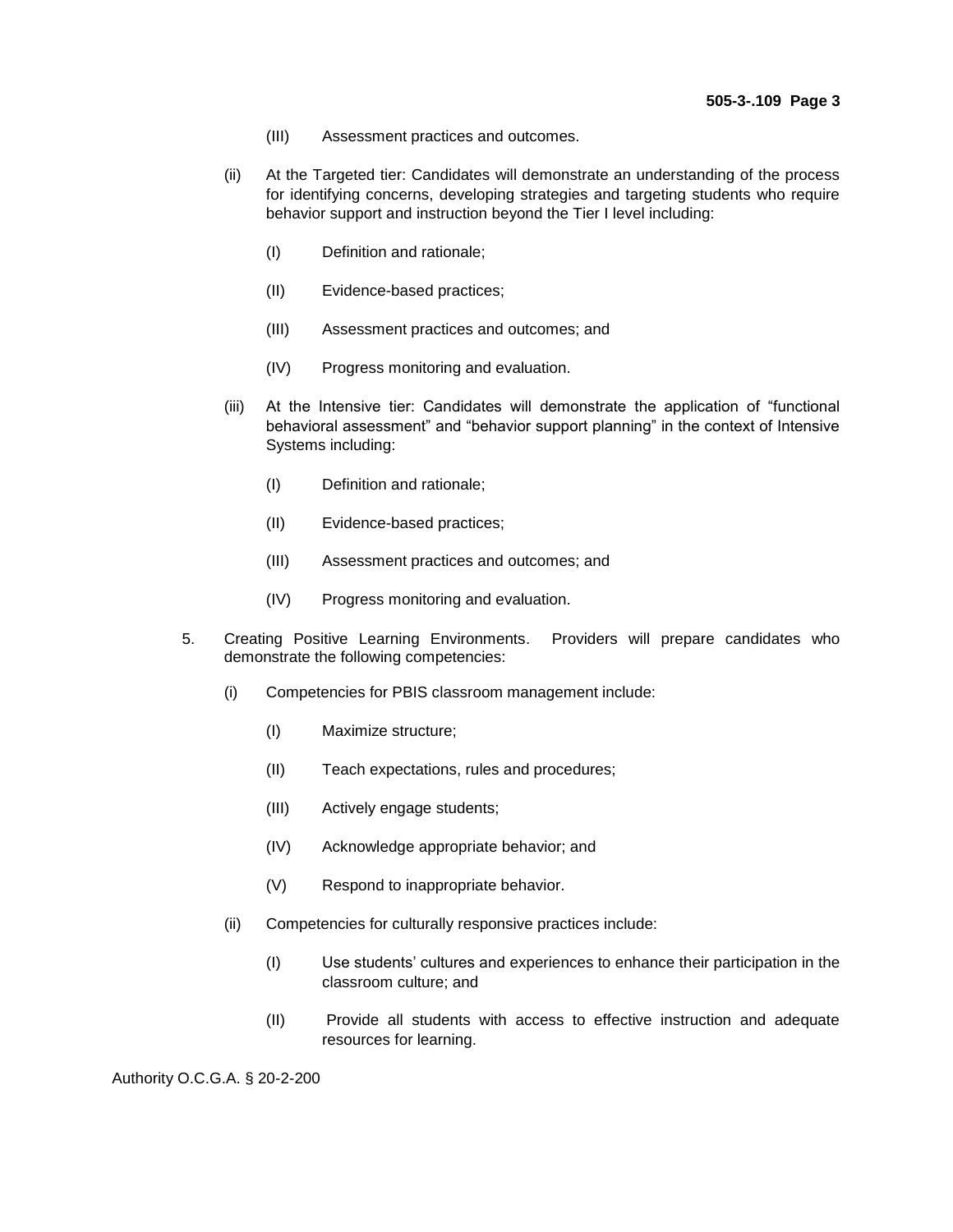(III) Assessment practices and outcomes.

(ii) At the Targeted tier: Candidates will demonstrate an understanding of the process for identifying concerns, developing strategies and targeting students who require behavior support and instruction beyond the Tier I level including:

(I) Definition and rationale;

(II) Evidence-based practices;

(III) Assessment practices and outcomes; and

(IV) Progress monitoring and evaluation.

(iii) At the Intensive tier: Candidates will demonstrate the application of "functional behavioral assessment" and "behavior support planning" in the context of Intensive Systems including:

(I) Definition and rationale;

(II) Evidence-based practices;

(III) Assessment practices and outcomes; and

(IV) Progress monitoring and evaluation.

5. Creating Positive Learning Environments. Providers will prepare candidates who demonstrate the following competencies:

(i) Competencies for PBIS classroom management include:

(I) Maximize structure;

(II) Teach expectations, rules and procedures;

(III) Actively engage students;

(IV) Acknowledge appropriate behavior; and

(V) Respond to inappropriate behavior.

(ii) Competencies for culturally responsive practices include:

(I) Use students' cultures and experiences to enhance their participation in the classroom culture; and

(II) Provide all students with access to effective instruction and adequate resources for learning.

Authority O.C.G.A. § 20-2-200